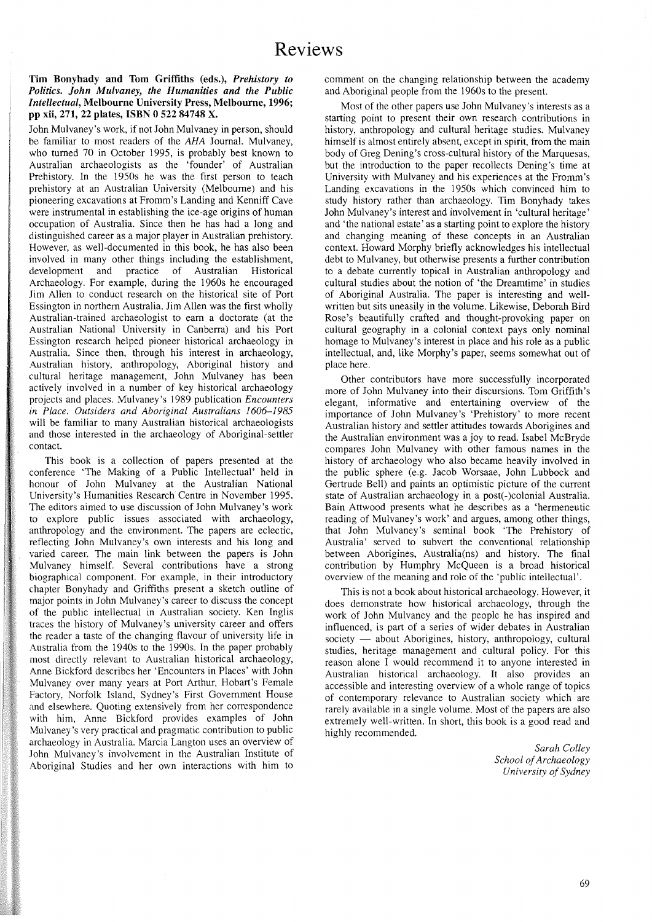# Reviews

**Tim Bonyhady and Tom Griffiths (eds.), *Prehistory to Politics. John Mulvaney, the Humanities and the Public Intellectual*, Melbourne University Press, Melbourne, 1996; pp xii, 271, 22 plates, ISBN 0 522 84748 X.**

John Mulvaney's work, if not John Mulvaney in person, should be familiar to most readers of the *AHA* Journal. Mulvaney, who turned 70 in October 1995, is probably best known to Australian archaeologists as the 'founder' of Australian Prehistory. In the 1950s he was the first person to teach prehistory at an Australian University (Melbourne) and his pioneering excavations at Fromm's Landing and Kenniff Cave were instrumental in establishing the ice-age origins of human occupation of Australia. Since then he has had a long and distinguished career as a major player in Australian prehistory. However, as well-documented in this book, he has also been involved in many other things including the establishment, development and practice of Australian Historical Archaeology. For example, during the 1960s he encouraged Jim Allen to conduct research on the historical site of Port Essington in northern Australia. Jim Allen was the first wholly Australian-trained archaeologist to earn a doctorate (at the Australian National University in Canberra) and his Port Essington research helped pioneer historical archaeology in Australia. Since then, through his interest in archaeology, Australian history, anthropology, Aboriginal history and cultural heritage management, John Mulvaney has been actively involved in a number of key historical archaeology projects and places. Mulvaney's 1989 publication *Encounters in Place. Outsiders and Aboriginal Australians 1606–1985* will be familiar to many Australian historical archaeologists and those interested in the archaeology of Aboriginal-settler contact.

This book is a collection of papers presented at the conference 'The Making of a Public Intellectual' held in honour of John Mulvaney at the Australian National University's Humanities Research Centre in November 1995. The editors aimed to use discussion of John Mulvaney's work to explore public issues associated with archaeology, anthropology and the environment. The papers are eclectic, reflecting John Mulvaney's own interests and his long and varied career. The main link between the papers is John Mulvaney himself. Several contributions have a strong biographical component. For example, in their introductory chapter Bonyhady and Griffiths present a sketch outline of major points in John Mulvaney's career to discuss the concept of the public intellectual in Australian society. Ken Inglis traces the history of Mulvaney's university career and offers the reader a taste of the changing flavour of university life in Australia from the 1940s to the 1990s. In the paper probably most directly relevant to Australian historical archaeology, Anne Bickford describes her 'Encounters in Places' with John Mulvaney over many years at Port Arthur, Hobart's Female Factory, Norfolk Island, Sydney's First Government House and elsewhere. Quoting extensively from her correspondence with him, Anne Bickford provides examples of John Mulvaney's very practical and pragmatic contribution to public archaeology in Australia. Marcia Langton uses an overview of John Mulvaney's involvement in the Australian Institute of Aboriginal Studies and her own interactions with him to comment on the changing relationship between the academy and Aboriginal people from the 1960s to the present.

Most of the other papers use John Mulvaney's interests as a starting point to present their own research contributions in history, anthropology and cultural heritage studies. Mulvaney himself is almost entirely absent, except in spirit, from the main body of Greg Dening's cross-cultural history of the Marquesas, but the introduction to the paper recollects Dening's time at University with Mulvaney and his experiences at the Fromm's Landing excavations in the 1950s which convinced him to study history rather than archaeology. Tim Bonyhady takes John Mulvaney's interest and involvement in 'cultural heritage' and 'the national estate' as a starting point to explore the history and changing meaning of these concepts in an Australian context. Howard Morphy briefly acknowledges his intellectual debt to Mulvaney, but otherwise presents a further contribution to a debate currently topical in Australian anthropology and cultural studies about the notion of 'the Dreamtime' in studies of Aboriginal Australia. The paper is interesting and well-written but sits uneasily in the volume. Likewise, Deborah Bird Rose's beautifully crafted and thought-provoking paper on cultural geography in a colonial context pays only nominal homage to Mulvaney's interest in place and his role as a public intellectual, and, like Morphy's paper, seems somewhat out of place here.

Other contributors have more successfully incorporated more of John Mulvaney into their discursions. Tom Griffith's elegant, informative and entertaining overview of the importance of John Mulvaney's 'Prehistory' to more recent Australian history and settler attitudes towards Aborigines and the Australian environment was a joy to read. Isabel McBryde compares John Mulvaney with other famous names in the history of archaeology who also became heavily involved in the public sphere (e.g. Jacob Worsaae, John Lubbock and Gertrude Bell) and paints an optimistic picture of the current state of Australian archaeology in a post(-)colonial Australia. Bain Attwood presents what he describes as a 'hermeneutic reading of Mulvaney's work' and argues, among other things, that John Mulvaney's seminal book 'The Prehistory of Australia' served to subvert the conventional relationship between Aborigines, Australia(ns) and history. The final contribution by Humphry McQueen is a broad historical overview of the meaning and role of the 'public intellectual'.

This is not a book about historical archaeology. However, it does demonstrate how historical archaeology, through the work of John Mulvaney and the people he has inspired and influenced, is part of a series of wider debates in Australian society — about Aborigines, history, anthropology, cultural studies, heritage management and cultural policy. For this reason alone I would recommend it to anyone interested in Australian historical archaeology. It also provides an accessible and interesting overview of a whole range of topics of contemporary relevance to Australian society which are rarely available in a single volume. Most of the papers are also extremely well-written. In short, this book is a good read and highly recommended.

*Sarah Colley*
*School of Archaeology*
*University of Sydney*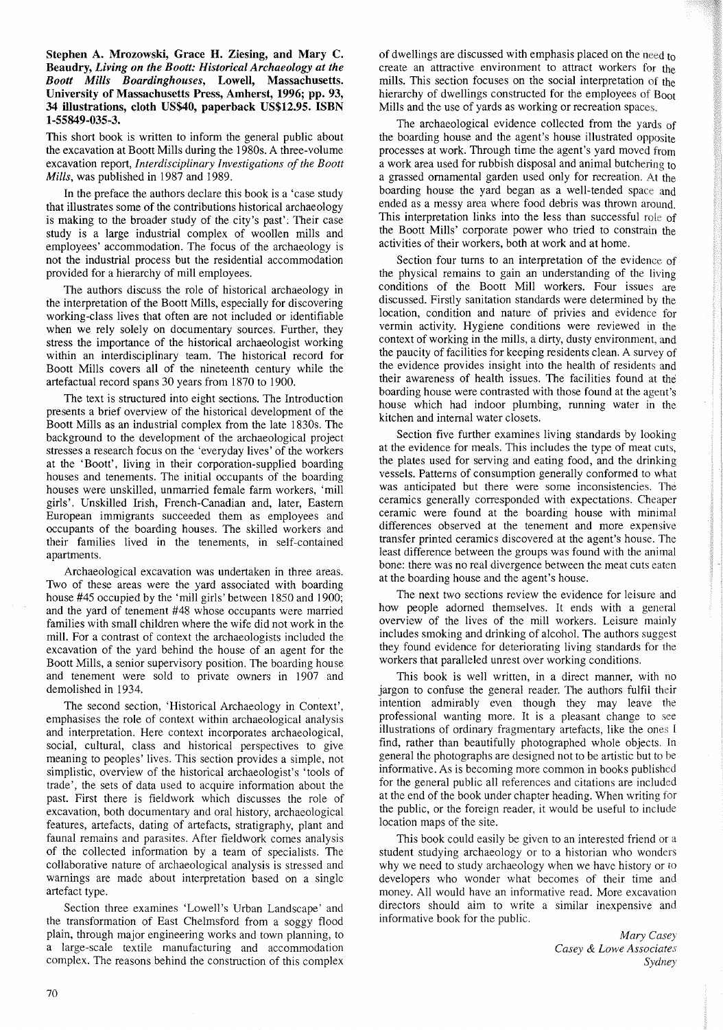**Stephen A. Mrozowski, Grace H. Ziesing, and Mary C. Beaudry, *Living on the Boott: Historical Archaeology at the Boott Mills Boardinghouses*, Lowell, Massachusetts. University of Massachusetts Press, Amherst, 1996; pp. 93, 34 illustrations, cloth US$40, paperback US$12.95. ISBN 1-55849-035-3.**

This short book is written to inform the general public about the excavation at Boott Mills during the 1980s. A three-volume excavation report, *Interdisciplinary Investigations of the Boott Mills*, was published in 1987 and 1989.

In the preface the authors declare this book is a 'case study that illustrates some of the contributions historical archaeology is making to the broader study of the city's past'. Their case study is a large industrial complex of woollen mills and employees' accommodation. The focus of the archaeology is not the industrial process but the residential accommodation provided for a hierarchy of mill employees.

The authors discuss the role of historical archaeology in the interpretation of the Boott Mills, especially for discovering working-class lives that often are not included or identifiable when we rely solely on documentary sources. Further, they stress the importance of the historical archaeologist working within an interdisciplinary team. The historical record for Boott Mills covers all of the nineteenth century while the artefactual record spans 30 years from 1870 to 1900.

The text is structured into eight sections. The Introduction presents a brief overview of the historical development of the Boott Mills as an industrial complex from the late 1830s. The background to the development of the archaeological project stresses a research focus on the 'everyday lives' of the workers at the 'Boott', living in their corporation-supplied boarding houses and tenements. The initial occupants of the boarding houses were unskilled, unmarried female farm workers, 'mill girls'. Unskilled Irish, French-Canadian and, later, Eastern European immigrants succeeded them as employees and occupants of the boarding houses. The skilled workers and their families lived in the tenements, in self-contained apartments.

Archaeological excavation was undertaken in three areas. Two of these areas were the yard associated with boarding house #45 occupied by the 'mill girls' between 1850 and 1900; and the yard of tenement #48 whose occupants were married families with small children where the wife did not work in the mill. For a contrast of context the archaeologists included the excavation of the yard behind the house of an agent for the Boott Mills, a senior supervisory position. The boarding house and tenement were sold to private owners in 1907 and demolished in 1934.

The second section, 'Historical Archaeology in Context', emphasises the role of context within archaeological analysis and interpretation. Here context incorporates archaeological, social, cultural, class and historical perspectives to give meaning to peoples' lives. This section provides a simple, not simplistic, overview of the historical archaeologist's 'tools of trade', the sets of data used to acquire information about the past. First there is fieldwork which discusses the role of excavation, both documentary and oral history, archaeological features, artefacts, dating of artefacts, stratigraphy, plant and faunal remains and parasites. After fieldwork comes analysis of the collected information by a team of specialists. The collaborative nature of archaeological analysis is stressed and warnings are made about interpretation based on a single artefact type.

Section three examines 'Lowell's Urban Landscape' and the transformation of East Chelmsford from a soggy flood plain, through major engineering works and town planning, to a large-scale textile manufacturing and accommodation complex. The reasons behind the construction of this complex of dwellings are discussed with emphasis placed on the need to create an attractive environment to attract workers for the mills. This section focuses on the social interpretation of the hierarchy of dwellings constructed for the employees of Boott Mills and the use of yards as working or recreation spaces.

The archaeological evidence collected from the yards of the boarding house and the agent's house illustrated opposite processes at work. Through time the agent's yard moved from a work area used for rubbish disposal and animal butchering to a grassed ornamental garden used only for recreation. At the boarding house the yard began as a well-tended space and ended as a messy area where food debris was thrown around. This interpretation links into the less than successful role of the Boott Mills' corporate power who tried to constrain the activities of their workers, both at work and at home.

Section four turns to an interpretation of the evidence of the physical remains to gain an understanding of the living conditions of the Boott Mill workers. Four issues are discussed. Firstly sanitation standards were determined by the location, condition and nature of privies and evidence for vermin activity. Hygiene conditions were reviewed in the context of working in the mills, a dirty, dusty environment, and the paucity of facilities for keeping residents clean. A survey of the evidence provides insight into the health of residents and their awareness of health issues. The facilities found at the boarding house were contrasted with those found at the agent's house which had indoor plumbing, running water in the kitchen and internal water closets.

Section five further examines living standards by looking at the evidence for meals. This includes the type of meat cuts, the plates used for serving and eating food, and the drinking vessels. Patterns of consumption generally conformed to what was anticipated but there were some inconsistencies. The ceramics generally corresponded with expectations. Cheaper ceramic were found at the boarding house with minimal differences observed at the tenement and more expensive transfer printed ceramics discovered at the agent's house. The least difference between the groups was found with the animal bone: there was no real divergence between the meat cuts eaten at the boarding house and the agent's house.

The next two sections review the evidence for leisure and how people adorned themselves. It ends with a general overview of the lives of the mill workers. Leisure mainly includes smoking and drinking of alcohol. The authors suggest they found evidence for deteriorating living standards for the workers that paralleled unrest over working conditions.

This book is well written, in a direct manner, with no jargon to confuse the general reader. The authors fulfil their intention admirably even though they may leave the professional wanting more. It is a pleasant change to see illustrations of ordinary fragmentary artefacts, like the ones I find, rather than beautifully photographed whole objects. In general the photographs are designed not to be artistic but to be informative. As is becoming more common in books published for the general public all references and citations are included at the end of the book under chapter heading. When writing for the public, or the foreign reader, it would be useful to include location maps of the site.

This book could easily be given to an interested friend or a student studying archaeology or to a historian who wonders why we need to study archaeology when we have history or to developers who wonder what becomes of their time and money. All would have an informative read. More excavation directors should aim to write a similar inexpensive and informative book for the public.

*Mary Casey*
*Casey & Lowe Associates*
*Sydney*